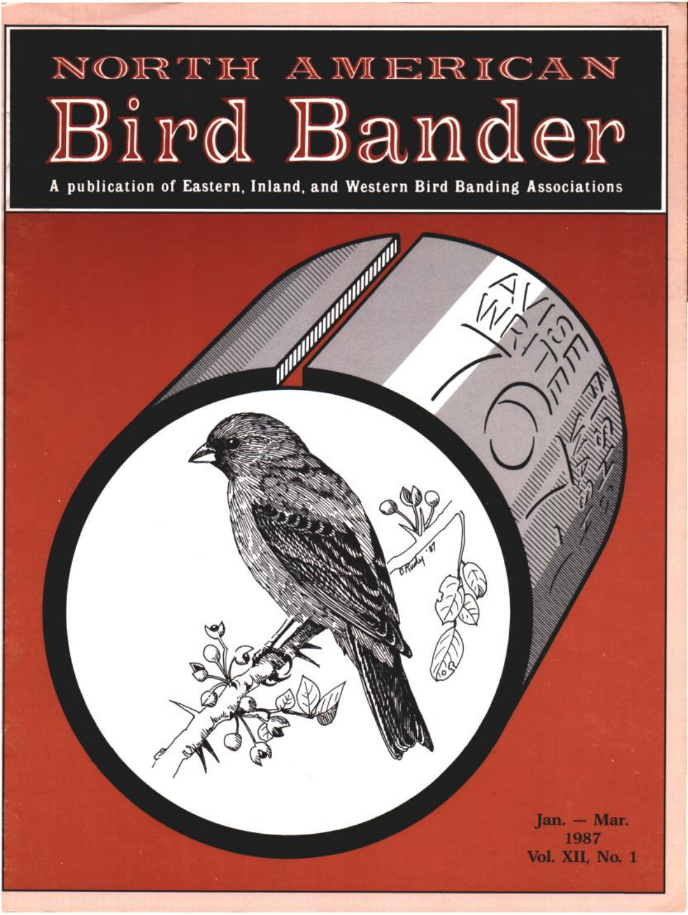# NORTH AMERICAN
# Bird Bander

**A publication of Eastern, Inland, and Western Bird Banding Associations**

Jan. — Mar.
1987
Vol. XII, No. 1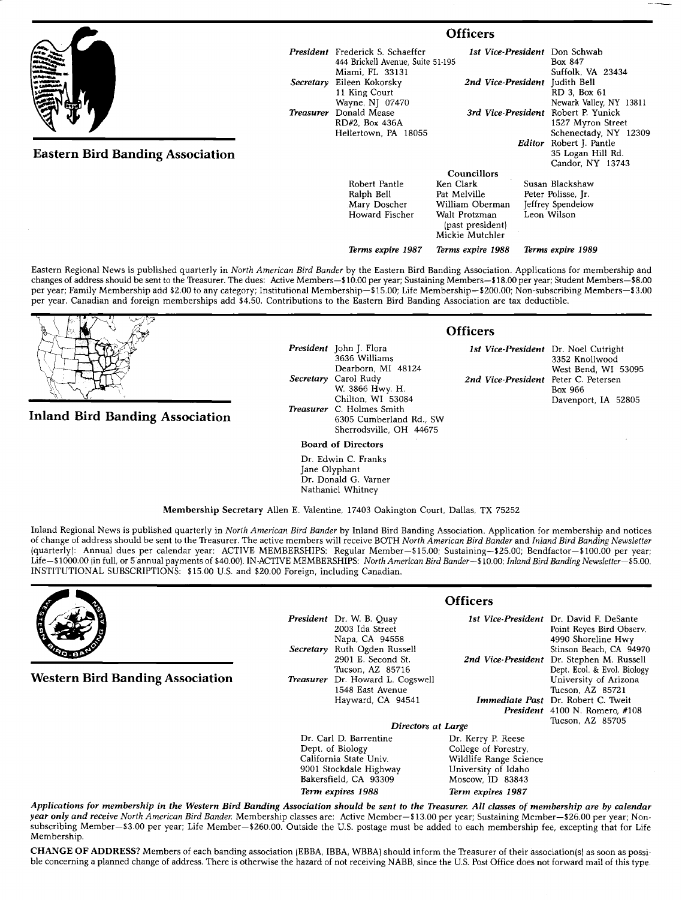## Eastern Bird Banding Association

### Officers

***President*** Frederick S. Schaeffer
444 Brickell Avenue, Suite 51-195
Miami, FL 33131

***Secretary*** Eileen Kokorsky
11 King Court
Wayne, NJ 07470

***Treasurer*** Donald Mease
RD#2, Box 436A
Hellertown, PA 18055

***1st Vice-President*** Don Schwab
Box 847
Suffolk, VA 23434

***2nd Vice-President*** Judith Bell
RD 3, Box 61
Newark Valley, NY 13811

***3rd Vice-President*** Robert P. Yunick
1527 Myron Street
Schenectady, NY 12309

***Editor*** Robert J. Pantle
35 Logan Hill Rd.
Candor, NY 13743

**Councillors**

| Terms expire 1987 | Terms expire 1988 | Terms expire 1989 |
|---|---|---|
| Robert Pantle | Ken Clark | Susan Blackshaw |
| Ralph Bell | Pat Melville | Peter Polisse, Jr. |
| Mary Doscher | William Oberman | Jeffrey Spendelow |
| Howard Fischer | Walt Protzman (past president) | Leon Wilson |
| | Mickie Mutchler | |

Eastern Regional News is published quarterly in *North American Bird Bander* by the Eastern Bird Banding Association. Applications for membership and changes of address should be sent to the Treasurer. The dues: Active Members—$10.00 per year; Sustaining Members—$18.00 per year; Student Members—$8.00 per year; Family Membership add $2.00 to any category; Institutional Membership—$15.00; Life Membership—$200.00; Non-subscribing Members—$3.00 per year. Canadian and foreign memberships add $4.50. Contributions to the Eastern Bird Banding Association are tax deductible.

## Inland Bird Banding Association

### Officers

***President*** John J. Flora
3636 Williams
Dearborn, MI 48124

***Secretary*** Carol Rudy
W. 3866 Hwy. H.
Chilton, WI 53084

***Treasurer*** C. Holmes Smith
6305 Cumberland Rd., SW
Sherrodsville, OH 44675

***1st Vice-President*** Dr. Noel Cutright
3352 Knollwood
West Bend, WI 53095

***2nd Vice-President*** Peter C. Petersen
Box 966
Davenport, IA 52805

**Board of Directors**

Dr. Edwin C. Franks
Jane Olyphant
Dr. Donald G. Varner
Nathaniel Whitney

**Membership Secretary** Allen E. Valentine, 17403 Oakington Court, Dallas, TX 75252

Inland Regional News is published quarterly in *North American Bird Bander* by Inland Bird Banding Association. Application for membership and notices of change of address should be sent to the Treasurer. The active members will receive BOTH *North American Bird Bander* and *Inland Bird Banding Newsletter* (quarterly): Annual dues per calendar year: ACTIVE MEMBERSHIPS: Regular Member—$15.00; Sustaining—$25.00; Bendfactor—$100.00 per year; Life—$1000.00 (in full, or 5 annual payments of $40.00). IN-ACTIVE MEMBERSHIPS: *North American Bird Bander*—$10.00; *Inland Bird Banding Newsletter*—$5.00. INSTITUTIONAL SUBSCRIPTIONS: $15.00 U.S. and $20.00 Foreign, including Canadian.

## Western Bird Banding Association

### Officers

***President*** Dr. W. B. Quay
2003 Ida Street
Napa, CA 94558

***Secretary*** Ruth Ogden Russell
2901 E. Second St.
Tucson, AZ 85716

***Treasurer*** Dr. Howard L. Cogswell
1548 East Avenue
Hayward, CA 94541

***1st Vice-President*** Dr. David F. DeSante
Point Reyes Bird Observ.
4990 Shoreline Hwy
Stinson Beach, CA 94970

***2nd Vice-President*** Dr. Stephen M. Russell
Dept. Ecol. & Evol. Biology
University of Arizona
Tucson, AZ 85721

***Immediate Past President*** Dr. Robert C. Tweit
4100 N. Romero, #108
Tucson, AZ 85705

***Directors at Large***

Dr. Carl D. Barrentine
Dept. of Biology
California State Univ.
9001 Stockdale Highway
Bakersfield, CA 93309
*Term expires 1988*

Dr. Kerry P. Reese
College of Forestry,
Wildlife Range Science
University of Idaho
Moscow, ID 83843
*Term expires 1987*

***Applications for membership in the Western Bird Banding Association should be sent to the Treasurer. All classes of membership are by calendar year only and receive*** *North American Bird Bander.* Membership classes are: Active Member—$13.00 per year; Sustaining Member—$26.00 per year; Non-subscribing Member—$3.00 per year; Life Member—$260.00. Outside the U.S. postage must be added to each membership fee, excepting that for Life Membership.

**CHANGE OF ADDRESS?** Members of each banding association (EBBA, IBBA, WBBA) should inform the Treasurer of their association(s) as soon as possible concerning a planned change of address. There is otherwise the hazard of not receiving NABB, since the U.S. Post Office does not forward mail of this type.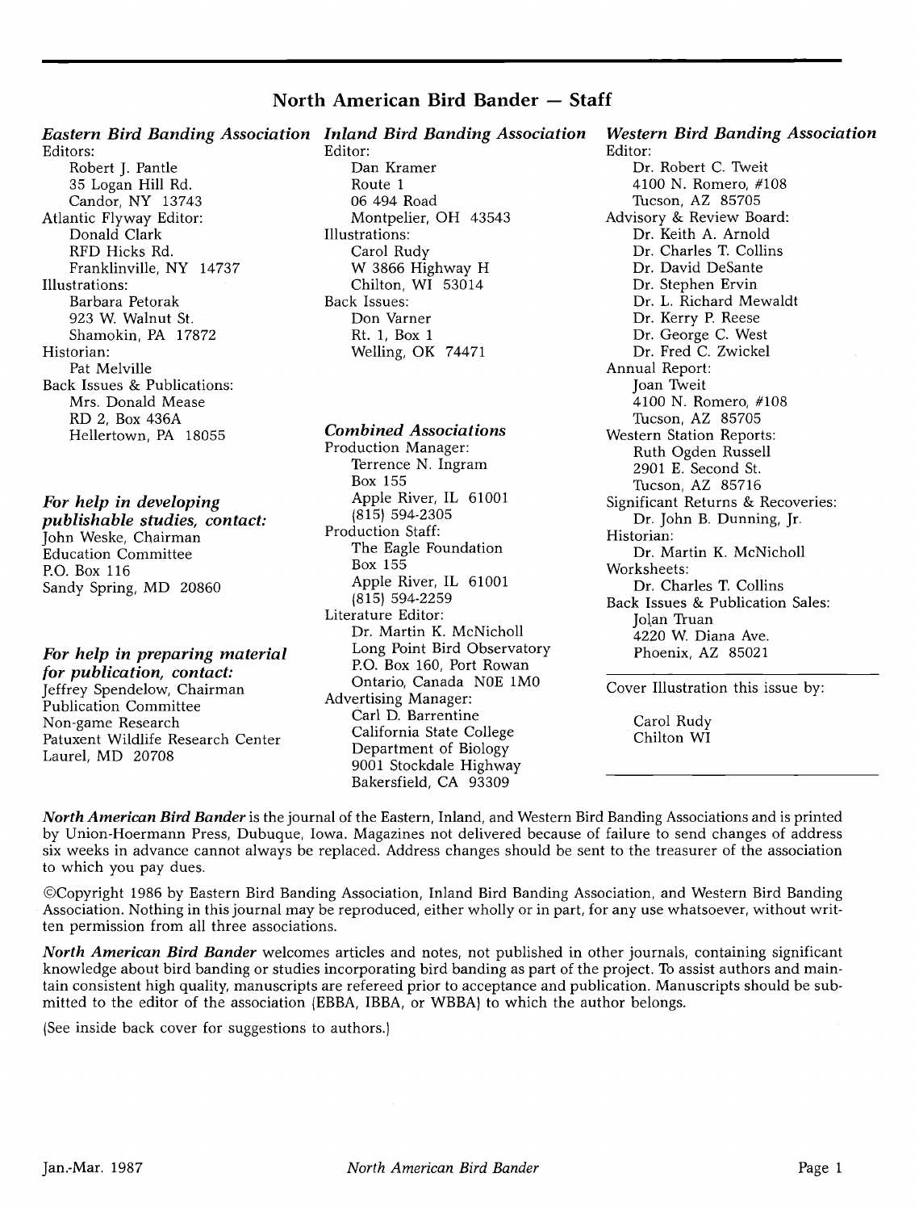## North American Bird Bander — Staff

### *Eastern Bird Banding Association*

Editors:
Robert J. Pantle
35 Logan Hill Rd.
Candor, NY 13743

Atlantic Flyway Editor:
Donald Clark
RFD Hicks Rd.
Franklinville, NY 14737

Illustrations:
Barbara Petorak
923 W. Walnut St.
Shamokin, PA 17872

Historian:
Pat Melville

Back Issues & Publications:
Mrs. Donald Mease
RD 2, Box 436A
Hellertown, PA 18055

### *For help in developing publishable studies, contact:*

John Weske, Chairman
Education Committee
P.O. Box 116
Sandy Spring, MD 20860

### *For help in preparing material for publication, contact:*

Jeffrey Spendelow, Chairman
Publication Committee
Non-game Research
Patuxent Wildlife Research Center
Laurel, MD 20708

### *Inland Bird Banding Association*

Editor:
Dan Kramer
Route 1
06 494 Road
Montpelier, OH 43543

Illustrations:
Carol Rudy
W 3866 Highway H
Chilton, WI 53014

Back Issues:
Don Varner
Rt. 1, Box 1
Welling, OK 74471

### *Combined Associations*

Production Manager:
Terrence N. Ingram
Box 155
Apple River, IL 61001
(815) 594-2305

Production Staff:
The Eagle Foundation
Box 155
Apple River, IL 61001
(815) 594-2259

Literature Editor:
Dr. Martin K. McNicholl
Long Point Bird Observatory
P.O. Box 160, Port Rowan
Ontario, Canada N0E 1M0

Advertising Manager:
Carl D. Barrentine
California State College
Department of Biology
9001 Stockdale Highway
Bakersfield, CA 93309

### *Western Bird Banding Association*

Editor:
Dr. Robert C. Tweit
4100 N. Romero, #108
Tucson, AZ 85705

Advisory & Review Board:
Dr. Keith A. Arnold
Dr. Charles T. Collins
Dr. David DeSante
Dr. Stephen Ervin
Dr. L. Richard Mewaldt
Dr. Kerry P. Reese
Dr. George C. West
Dr. Fred C. Zwickel

Annual Report:
Joan Tweit
4100 N. Romero, #108
Tucson, AZ 85705

Western Station Reports:
Ruth Ogden Russell
2901 E. Second St.
Tucson, AZ 85716

Significant Returns & Recoveries:
Dr. John B. Dunning, Jr.

Historian:
Dr. Martin K. McNicholl

Worksheets:
Dr. Charles T. Collins

Back Issues & Publication Sales:
Jolan Truan
4220 W. Diana Ave.
Phoenix, AZ 85021

Cover Illustration this issue by:

Carol Rudy
Chilton WI

---

***North American Bird Bander*** is the journal of the Eastern, Inland, and Western Bird Banding Associations and is printed by Union-Hoermann Press, Dubuque, Iowa. Magazines not delivered because of failure to send changes of address six weeks in advance cannot always be replaced. Address changes should be sent to the treasurer of the association to which you pay dues.

©Copyright 1986 by Eastern Bird Banding Association, Inland Bird Banding Association, and Western Bird Banding Association. Nothing in this journal may be reproduced, either wholly or in part, for any use whatsoever, without written permission from all three associations.

***North American Bird Bander*** welcomes articles and notes, not published in other journals, containing significant knowledge about bird banding or studies incorporating bird banding as part of the project. To assist authors and maintain consistent high quality, manuscripts are refereed prior to acceptance and publication. Manuscripts should be submitted to the editor of the association (EBBA, IBBA, or WBBA) to which the author belongs.

(See inside back cover for suggestions to authors.)